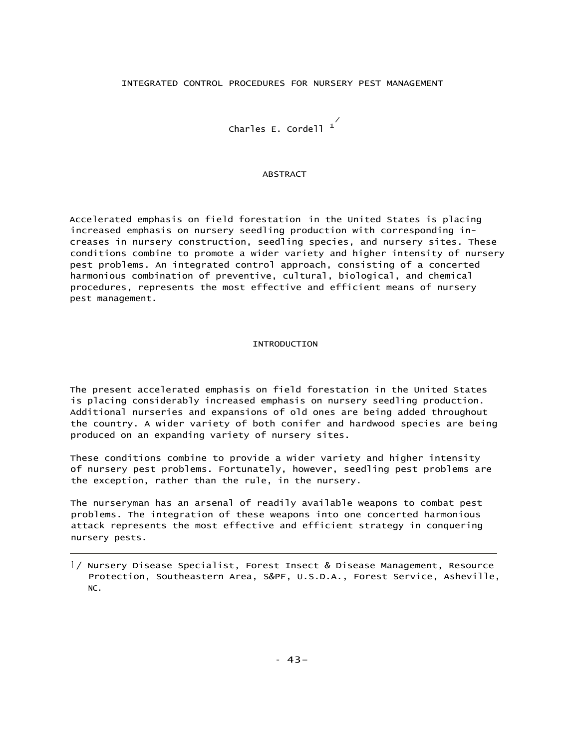# INTEGRATED CONTROL PROCEDURES FOR NURSERY PEST MANAGEMENT

Charles E. Cordell [1]

## ABSTRACT

Accelerated emphasis on field forestation in the United States is placing increased emphasis on nursery seedling production with corresponding increases in nursery construction, seedling species, and nursery sites. These conditions combine to promote a wider variety and higher intensity of nursery pest problems. An integrated control approach, consisting of a concerted harmonious combination of preventive, cultural, biological, and chemical procedures, represents the most effective and efficient means of nursery pest management.

## INTRODUCTION

The present accelerated emphasis on field forestation in the United States is placing considerably increased emphasis on nursery seedling production. Additional nurseries and expansions of old ones are being added throughout the country. A wider variety of both conifer and hardwood species are being produced on an expanding variety of nursery sites.

These conditions combine to provide a wider variety and higher intensity of nursery pest problems. Fortunately, however, seedling pest problems are the exception, rather than the rule, in the nursery.

The nurseryman has an arsenal of readily available weapons to combat pest problems. The integration of these weapons into one concerted harmonious attack represents the most effective and efficient strategy in conquering nursery pests.

---

1/ Nursery Disease Specialist, Forest Insect & Disease Management, Resource Protection, Southeastern Area, S&PF, U.S.D.A., Forest Service, Asheville, NC.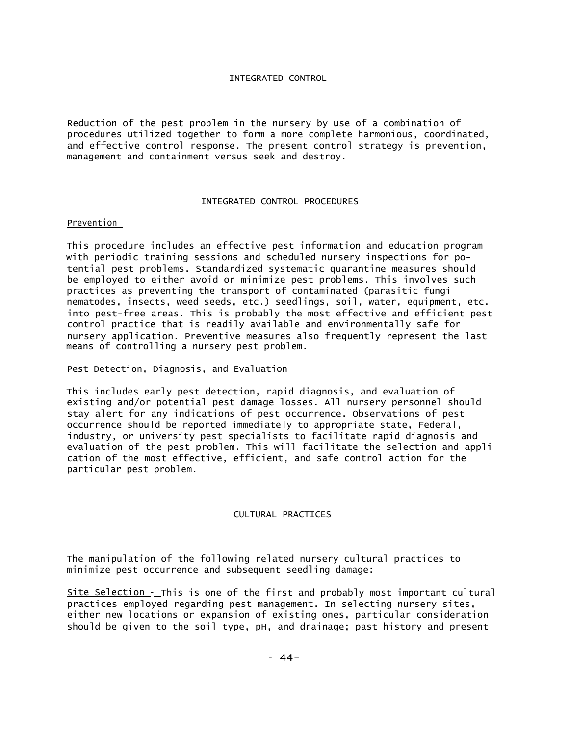## INTEGRATED CONTROL

Reduction of the pest problem in the nursery by use of a combination of procedures utilized together to form a more complete harmonious, coordinated, and effective control response. The present control strategy is prevention, management and containment versus seek and destroy.

## INTEGRATED CONTROL PROCEDURES

### Prevention

This procedure includes an effective pest information and education program with periodic training sessions and scheduled nursery inspections for potential pest problems. Standardized systematic quarantine measures should be employed to either avoid or minimize pest problems. This involves such practices as preventing the transport of contaminated (parasitic fungi nematodes, insects, weed seeds, etc.) seedlings, soil, water, equipment, etc. into pest-free areas. This is probably the most effective and efficient pest control practice that is readily available and environmentally safe for nursery application. Preventive measures also frequently represent the last means of controlling a nursery pest problem.

### Pest Detection, Diagnosis, and Evaluation

This includes early pest detection, rapid diagnosis, and evaluation of existing and/or potential pest damage losses. All nursery personnel should stay alert for any indications of pest occurrence. Observations of pest occurrence should be reported immediately to appropriate state, Federal, industry, or university pest specialists to facilitate rapid diagnosis and evaluation of the pest problem. This will facilitate the selection and application of the most effective, efficient, and safe control action for the particular pest problem.

## CULTURAL PRACTICES

The manipulation of the following related nursery cultural practices to minimize pest occurrence and subsequent seedling damage:

Site Selection - This is one of the first and probably most important cultural practices employed regarding pest management. In selecting nursery sites, either new locations or expansion of existing ones, particular consideration should be given to the soil type, pH, and drainage; past history and present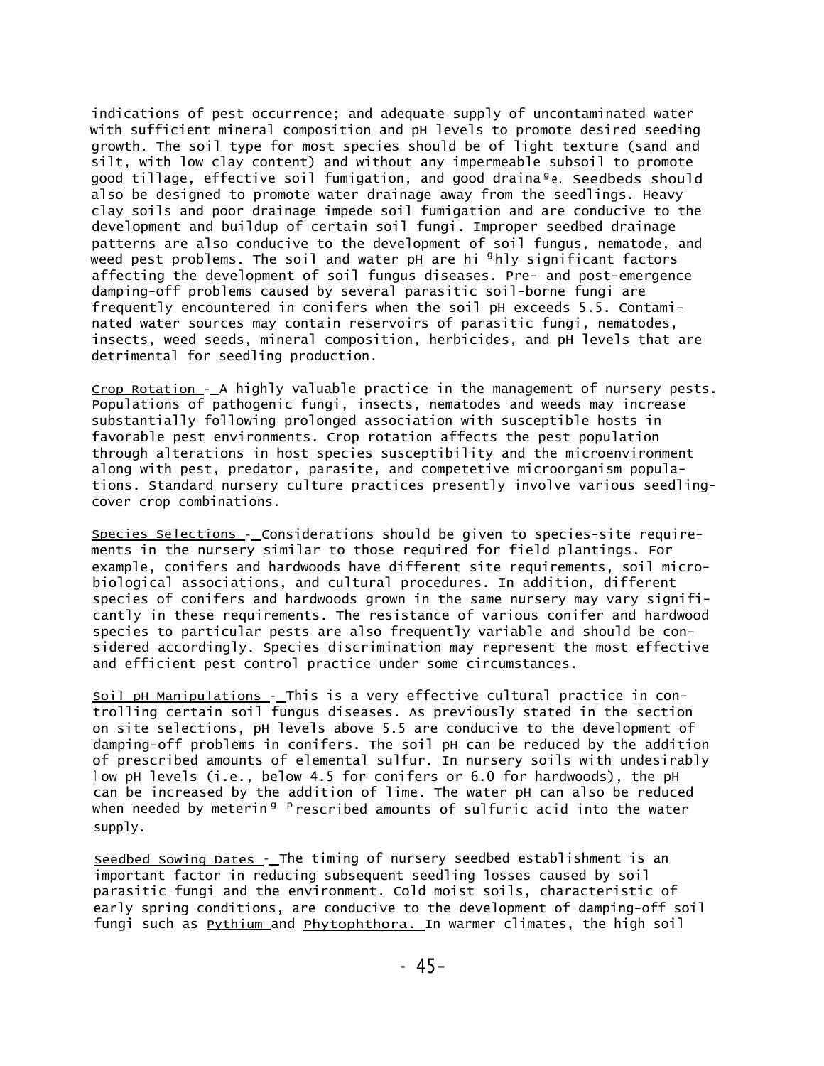indications of pest occurrence; and adequate supply of uncontaminated water with sufficient mineral composition and pH levels to promote desired seeding growth. The soil type for most species should be of light texture (sand and silt, with low clay content) and without any impermeable subsoil to promote good tillage, effective soil fumigation, and good drainage. Seedbeds should also be designed to promote water drainage away from the seedlings. Heavy clay soils and poor drainage impede soil fumigation and are conducive to the development and buildup of certain soil fungi. Improper seedbed drainage patterns are also conducive to the development of soil fungus, nematode, and weed pest problems. The soil and water pH are highly significant factors affecting the development of soil fungus diseases. Pre- and post-emergence damping-off problems caused by several parasitic soil-borne fungi are frequently encountered in conifers when the soil pH exceeds 5.5. Contaminated water sources may contain reservoirs of parasitic fungi, nematodes, insects, weed seeds, mineral composition, herbicides, and pH levels that are detrimental for seedling production.

Crop Rotation - A highly valuable practice in the management of nursery pests. Populations of pathogenic fungi, insects, nematodes and weeds may increase substantially following prolonged association with susceptible hosts in favorable pest environments. Crop rotation affects the pest population through alterations in host species susceptibility and the microenvironment along with pest, predator, parasite, and competetive microorganism populations. Standard nursery culture practices presently involve various seedling-cover crop combinations.

Species Selections - Considerations should be given to species-site requirements in the nursery similar to those required for field plantings. For example, conifers and hardwoods have different site requirements, soil microbiological associations, and cultural procedures. In addition, different species of conifers and hardwoods grown in the same nursery may vary significantly in these requirements. The resistance of various conifer and hardwood species to particular pests are also frequently variable and should be considered accordingly. Species discrimination may represent the most effective and efficient pest control practice under some circumstances.

Soil pH Manipulations - This is a very effective cultural practice in controlling certain soil fungus diseases. As previously stated in the section on site selections, pH levels above 5.5 are conducive to the development of damping-off problems in conifers. The soil pH can be reduced by the addition of prescribed amounts of elemental sulfur. In nursery soils with undesirably low pH levels (i.e., below 4.5 for conifers or 6.0 for hardwoods), the pH can be increased by the addition of lime. The water pH can also be reduced when needed by metering prescribed amounts of sulfuric acid into the water supply.

Seedbed Sowing Dates - The timing of nursery seedbed establishment is an important factor in reducing subsequent seedling losses caused by soil parasitic fungi and the environment. Cold moist soils, characteristic of early spring conditions, are conducive to the development of damping-off soil fungi such as *Pythium* and *Phytophthora.* In warmer climates, the high soil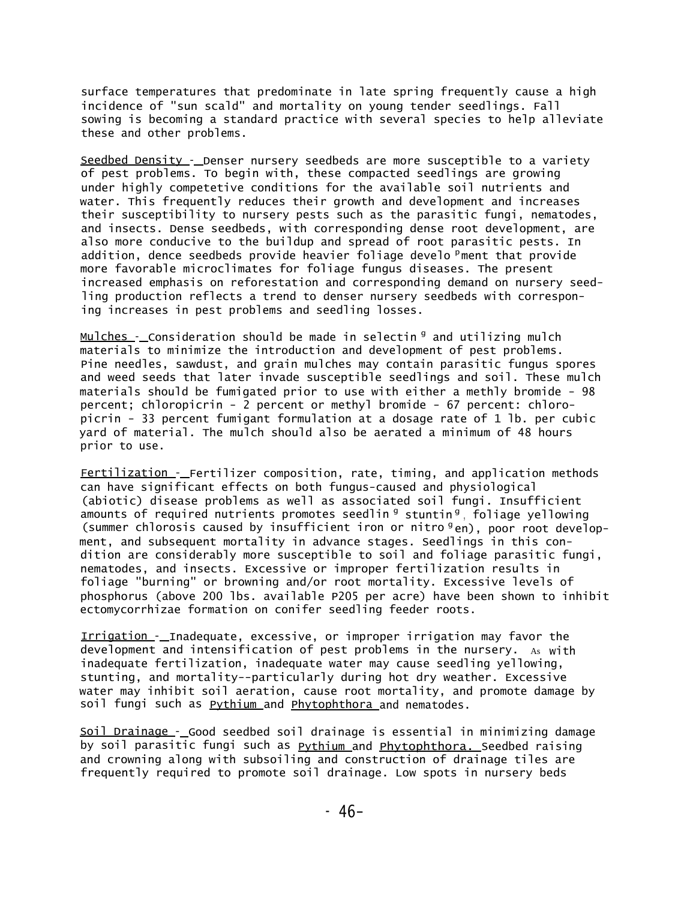surface temperatures that predominate in late spring frequently cause a high incidence of "sun scald" and mortality on young tender seedlings. Fall sowing is becoming a standard practice with several species to help alleviate these and other problems.

Seedbed Density - Denser nursery seedbeds are more susceptible to a variety of pest problems. To begin with, these compacted seedlings are growing under highly competetive conditions for the available soil nutrients and water. This frequently reduces their growth and development and increases their susceptibility to nursery pests such as the parasitic fungi, nematodes, and insects. Dense seedbeds, with corresponding dense root development, are also more conducive to the buildup and spread of root parasitic pests. In addition, dence seedbeds provide heavier foliage development that provide more favorable microclimates for foliage fungus diseases. The present increased emphasis on reforestation and corresponding demand on nursery seedling production reflects a trend to denser nursery seedbeds with corresponing increases in pest problems and seedling losses.

Mulches - Consideration should be made in selecting and utilizing mulch materials to minimize the introduction and development of pest problems. Pine needles, sawdust, and grain mulches may contain parasitic fungus spores and weed seeds that later invade susceptible seedlings and soil. These mulch materials should be fumigated prior to use with either a methly bromide - 98 percent; chloropicrin - 2 percent or methyl bromide - 67 percent: chloropicrin - 33 percent fumigant formulation at a dosage rate of 1 lb. per cubic yard of material. The mulch should also be aerated a minimum of 48 hours prior to use.

Fertilization - Fertilizer composition, rate, timing, and application methods can have significant effects on both fungus-caused and physiological (abiotic) disease problems as well as associated soil fungi. Insufficient amounts of required nutrients promotes seedling stunting, foliage yellowing (summer chlorosis caused by insufficient iron or nitrogen), poor root development, and subsequent mortality in advance stages. Seedlings in this condition are considerably more susceptible to soil and foliage parasitic fungi, nematodes, and insects. Excessive or improper fertilization results in foliage "burning" or browning and/or root mortality. Excessive levels of phosphorus (above 200 lbs. available $P_2O_5$ per acre) have been shown to inhibit ectomycorrhizae formation on conifer seedling feeder roots.

Irrigation - Inadequate, excessive, or improper irrigation may favor the development and intensification of pest problems in the nursery. As with inadequate fertilization, inadequate water may cause seedling yellowing, stunting, and mortality--particularly during hot dry weather. Excessive water may inhibit soil aeration, cause root mortality, and promote damage by soil fungi such as *Pythium* and *Phytophthora* and nematodes.

Soil Drainage - Good seedbed soil drainage is essential in minimizing damage by soil parasitic fungi such as *Pythium* and *Phytophthora.* Seedbed raising and crowning along with subsoiling and construction of drainage tiles are frequently required to promote soil drainage. Low spots in nursery beds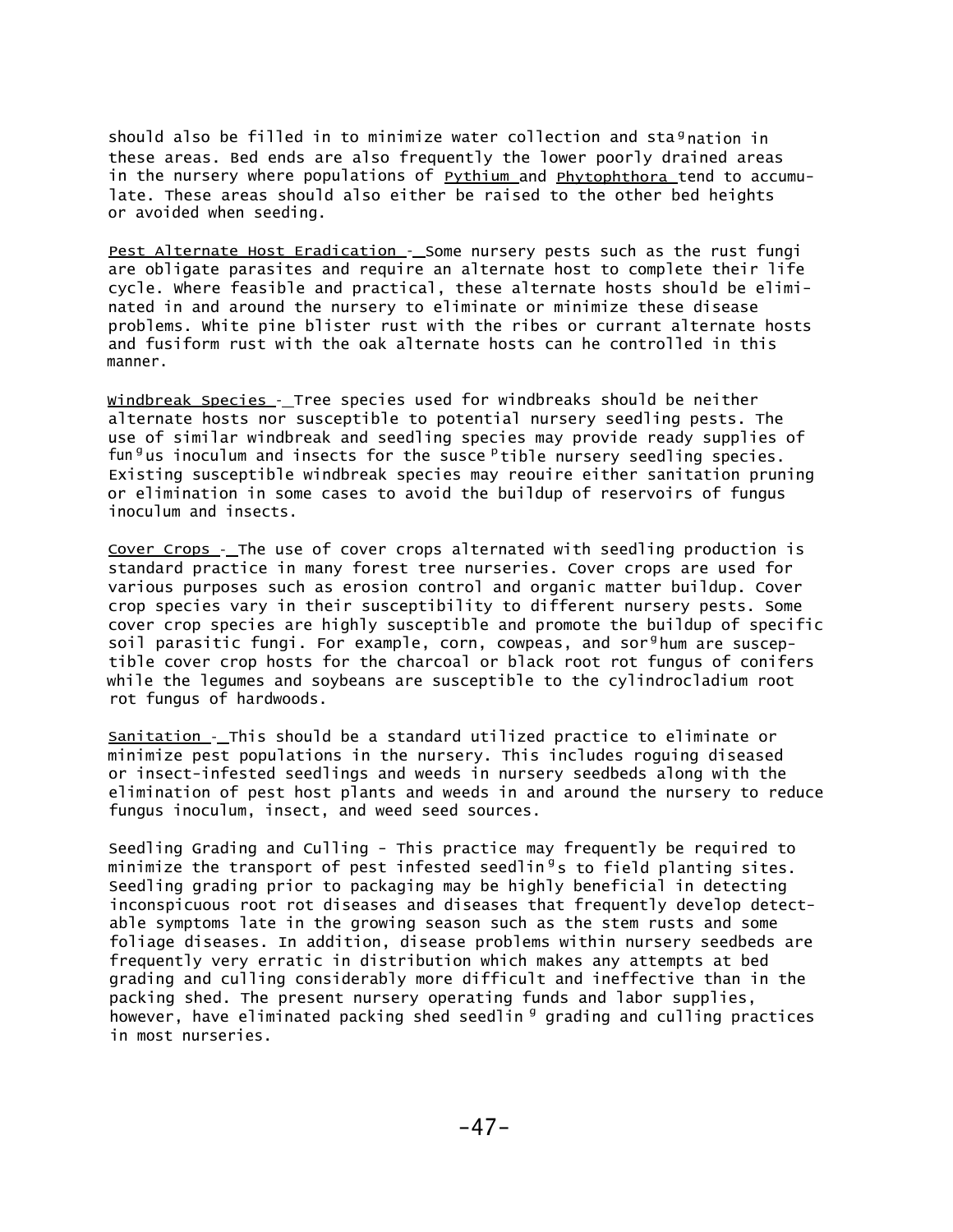should also be filled in to minimize water collection and stagnation in these areas. Bed ends are also frequently the lower poorly drained areas in the nursery where populations of *Pythium* and *Phytophthora* tend to accumulate. These areas should also either be raised to the other bed heights or avoided when seeding.

Pest Alternate Host Eradication - Some nursery pests such as the rust fungi are obligate parasites and require an alternate host to complete their life cycle. Where feasible and practical, these alternate hosts should be eliminated in and around the nursery to eliminate or minimize these disease problems. White pine blister rust with the ribes or currant alternate hosts and fusiform rust with the oak alternate hosts can he controlled in this manner.

Windbreak Species - Tree species used for windbreaks should be neither alternate hosts nor susceptible to potential nursery seedling pests. The use of similar windbreak and seedling species may provide ready supplies of fungus inoculum and insects for the susceptible nursery seedling species. Existing susceptible windbreak species may reouire either sanitation pruning or elimination in some cases to avoid the buildup of reservoirs of fungus inoculum and insects.

Cover Crops - The use of cover crops alternated with seedling production is standard practice in many forest tree nurseries. Cover crops are used for various purposes such as erosion control and organic matter buildup. Cover crop species vary in their susceptibility to different nursery pests. Some cover crop species are highly susceptible and promote the buildup of specific soil parasitic fungi. For example, corn, cowpeas, and sorghum are susceptible cover crop hosts for the charcoal or black root rot fungus of conifers while the legumes and soybeans are susceptible to the cylindrocladium root rot fungus of hardwoods.

Sanitation - This should be a standard utilized practice to eliminate or minimize pest populations in the nursery. This includes roguing diseased or insect-infested seedlings and weeds in nursery seedbeds along with the elimination of pest host plants and weeds in and around the nursery to reduce fungus inoculum, insect, and weed seed sources.

Seedling Grading and Culling - This practice may frequently be required to minimize the transport of pest infested seedlings to field planting sites. Seedling grading prior to packaging may be highly beneficial in detecting inconspicuous root rot diseases and diseases that frequently develop detectable symptoms late in the growing season such as the stem rusts and some foliage diseases. In addition, disease problems within nursery seedbeds are frequently very erratic in distribution which makes any attempts at bed grading and culling considerably more difficult and ineffective than in the packing shed. The present nursery operating funds and labor supplies, however, have eliminated packing shed seedling grading and culling practices in most nurseries.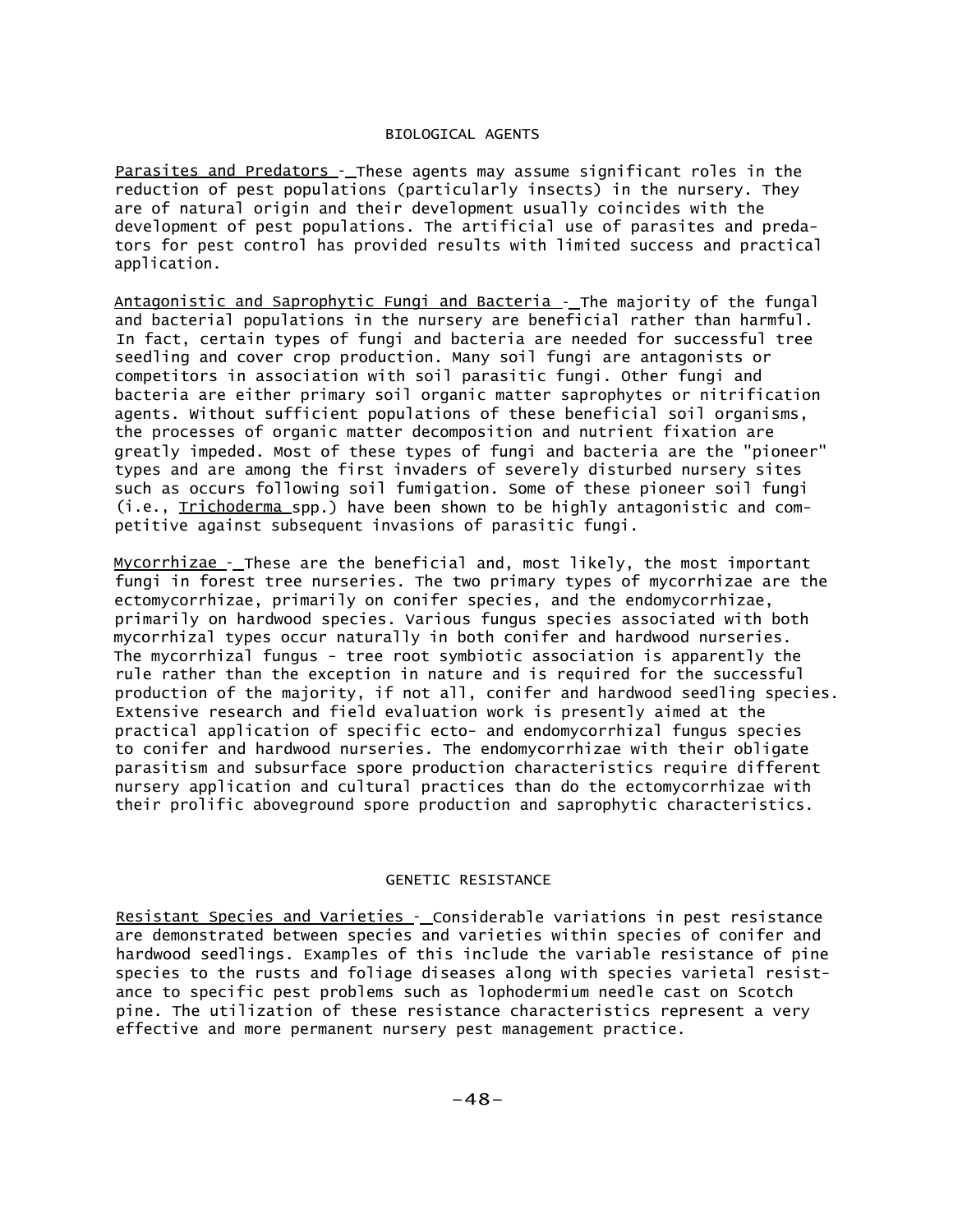## BIOLOGICAL AGENTS

Parasites and Predators - These agents may assume significant roles in the reduction of pest populations (particularly insects) in the nursery. They are of natural origin and their development usually coincides with the development of pest populations. The artificial use of parasites and predators for pest control has provided results with limited success and practical application.

Antagonistic and Saprophytic Fungi and Bacteria - The majority of the fungal and bacterial populations in the nursery are beneficial rather than harmful. In fact, certain types of fungi and bacteria are needed for successful tree seedling and cover crop production. Many soil fungi are antagonists or competitors in association with soil parasitic fungi. Other fungi and bacteria are either primary soil organic matter saprophytes or nitrification agents. Without sufficient populations of these beneficial soil organisms, the processes of organic matter decomposition and nutrient fixation are greatly impeded. Most of these types of fungi and bacteria are the "pioneer" types and are among the first invaders of severely disturbed nursery sites such as occurs following soil fumigation. Some of these pioneer soil fungi (i.e., *Trichoderma* spp.) have been shown to be highly antagonistic and competitive against subsequent invasions of parasitic fungi.

Mycorrhizae - These are the beneficial and, most likely, the most important fungi in forest tree nurseries. The two primary types of mycorrhizae are the ectomycorrhizae, primarily on conifer species, and the endomycorrhizae, primarily on hardwood species. Various fungus species associated with both mycorrhizal types occur naturally in both conifer and hardwood nurseries. The mycorrhizal fungus - tree root symbiotic association is apparently the rule rather than the exception in nature and is required for the successful production of the majority, if not all, conifer and hardwood seedling species. Extensive research and field evaluation work is presently aimed at the practical application of specific ecto- and endomycorrhizal fungus species to conifer and hardwood nurseries. The endomycorrhizae with their obligate parasitism and subsurface spore production characteristics require different nursery application and cultural practices than do the ectomycorrhizae with their prolific aboveground spore production and saprophytic characteristics.

## GENETIC RESISTANCE

Resistant Species and Varieties - Considerable variations in pest resistance are demonstrated between species and varieties within species of conifer and hardwood seedlings. Examples of this include the variable resistance of pine species to the rusts and foliage diseases along with species varietal resistance to specific pest problems such as lophodermium needle cast on Scotch pine. The utilization of these resistance characteristics represent a very effective and more permanent nursery pest management practice.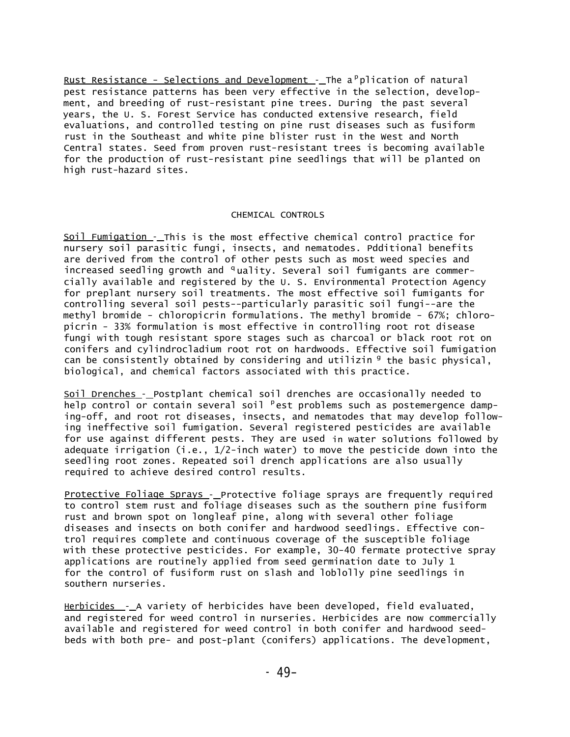Rust Resistance - Selections and Development - The application of natural pest resistance patterns has been very effective in the selection, development, and breeding of rust-resistant pine trees. During the past several years, the U. S. Forest Service has conducted extensive research, field evaluations, and controlled testing on pine rust diseases such as fusiform rust in the Southeast and white pine blister rust in the West and North Central states. Seed from proven rust-resistant trees is becoming available for the production of rust-resistant pine seedlings that will be planted on high rust-hazard sites.

## CHEMICAL CONTROLS

Soil Fumigation - This is the most effective chemical control practice for nursery soil parasitic fungi, insects, and nematodes. Pdditional benefits are derived from the control of other pests such as most weed species and increased seedling growth and quality. Several soil fumigants are commercially available and registered by the U. S. Environmental Protection Agency for preplant nursery soil treatments. The most effective soil fumigants for controlling several soil pests--particularly parasitic soil fungi--are the methyl bromide - chloropicrin formulations. The methyl bromide - 67%; chloropicrin - 33% formulation is most effective in controlling root rot disease fungi with tough resistant spore stages such as charcoal or black root rot on conifers and cylindrocladium root rot on hardwoods. Effective soil fumigation can be consistently obtained by considering and utilizing the basic physical, biological, and chemical factors associated with this practice.

Soil Drenches - Postplant chemical soil drenches are occasionally needed to help control or contain several soil pest problems such as postemergence damping-off, and root rot diseases, insects, and nematodes that may develop following ineffective soil fumigation. Several registered pesticides are available for use against different pests. They are used in water solutions followed by adequate irrigation (i.e., 1/2-inch water) to move the pesticide down into the seedling root zones. Repeated soil drench applications are also usually required to achieve desired control results.

Protective Foliage Sprays - Protective foliage sprays are frequently required to control stem rust and foliage diseases such as the southern pine fusiform rust and brown spot on longleaf pine, along with several other foliage diseases and insects on both conifer and hardwood seedlings. Effective control requires complete and continuous coverage of the susceptible foliage with these protective pesticides. For example, 30-40 fermate protective spray applications are routinely applied from seed germination date to July 1 for the control of fusiform rust on slash and loblolly pine seedlings in southern nurseries.

Herbicides - A variety of herbicides have been developed, field evaluated, and registered for weed control in nurseries. Herbicides are now commercially available and registered for weed control in both conifer and hardwood seedbeds with both pre- and post-plant (conifers) applications. The development,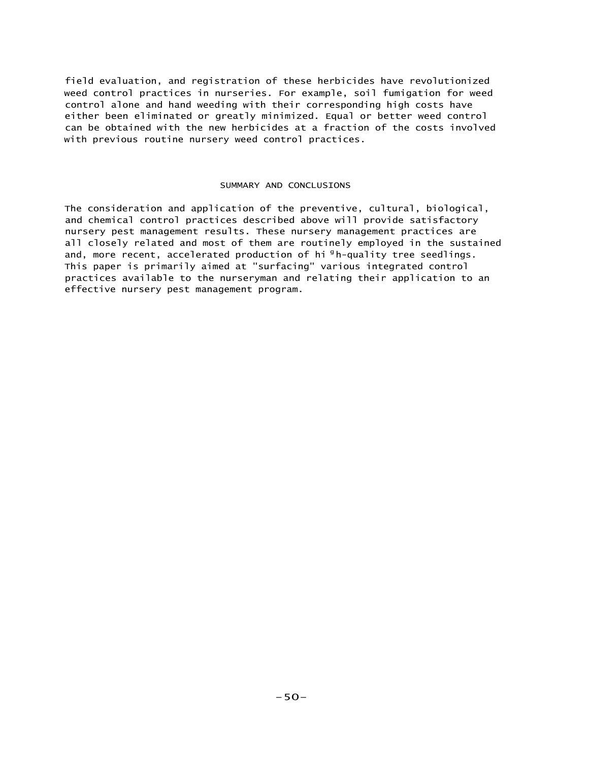field evaluation, and registration of these herbicides have revolutionized weed control practices in nurseries. For example, soil fumigation for weed control alone and hand weeding with their corresponding high costs have either been eliminated or greatly minimized. Equal or better weed control can be obtained with the new herbicides at a fraction of the costs involved with previous routine nursery weed control practices.

## SUMMARY AND CONCLUSIONS

The consideration and application of the preventive, cultural, biological, and chemical control practices described above will provide satisfactory nursery pest management results. These nursery management practices are all closely related and most of them are routinely employed in the sustained and, more recent, accelerated production of high-quality tree seedlings. This paper is primarily aimed at "surfacing" various integrated control practices available to the nurseryman and relating their application to an effective nursery pest management program.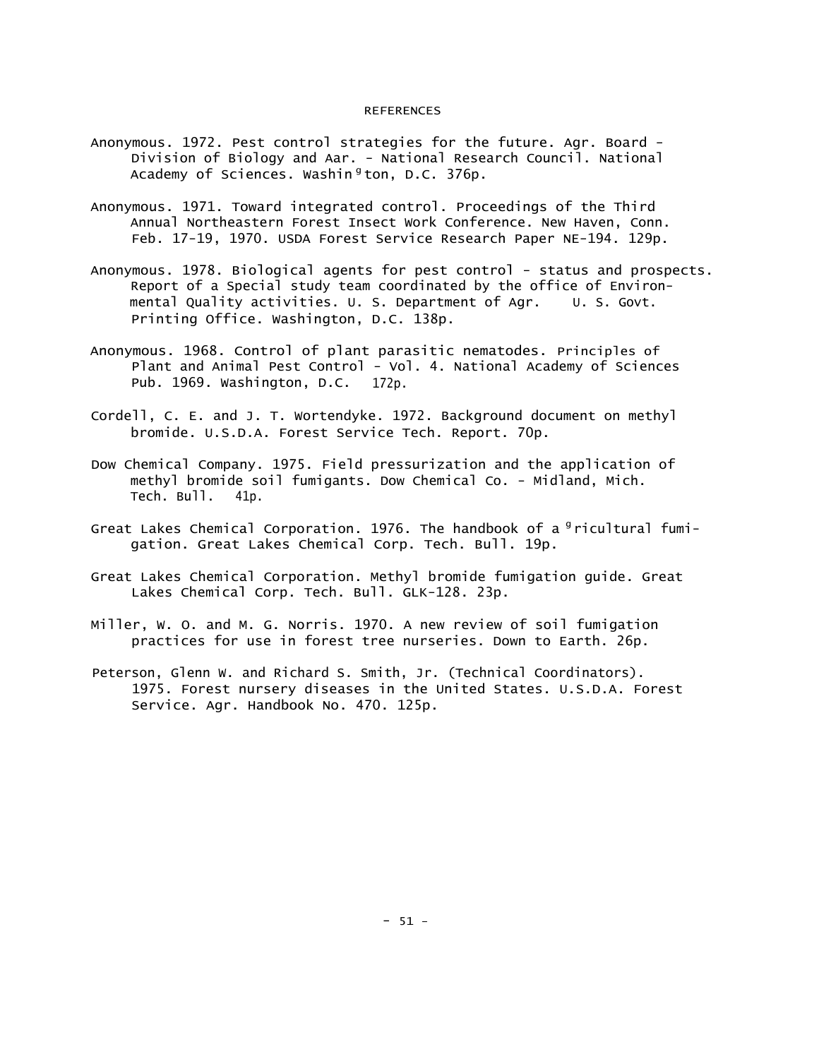# REFERENCES

Anonymous. 1972. Pest control strategies for the future. Agr. Board - Division of Biology and Aar. - National Research Council. National Academy of Sciences. Washington, D.C. 376p.

Anonymous. 1971. Toward integrated control. Proceedings of the Third Annual Northeastern Forest Insect Work Conference. New Haven, Conn. Feb. 17-19, 1970. USDA Forest Service Research Paper NE-194. 129p.

Anonymous. 1978. Biological agents for pest control - status and prospects. Report of a Special study team coordinated by the office of Environmental Quality activities. U. S. Department of Agr. U. S. Govt. Printing Office. Washington, D.C. 138p.

Anonymous. 1968. Control of plant parasitic nematodes. Principles of Plant and Animal Pest Control - Vol. 4. National Academy of Sciences Pub. 1969. Washington, D.C. 172p.

Cordell, C. E. and J. T. Wortendyke. 1972. Background document on methyl bromide. U.S.D.A. Forest Service Tech. Report. 70p.

Dow Chemical Company. 1975. Field pressurization and the application of methyl bromide soil fumigants. Dow Chemical Co. - Midland, Mich. Tech. Bull. 41p.

Great Lakes Chemical Corporation. 1976. The handbook of agricultural fumigation. Great Lakes Chemical Corp. Tech. Bull. 19p.

Great Lakes Chemical Corporation. Methyl bromide fumigation guide. Great Lakes Chemical Corp. Tech. Bull. GLK-128. 23p.

Miller, W. O. and M. G. Norris. 1970. A new review of soil fumigation practices for use in forest tree nurseries. Down to Earth. 26p.

Peterson, Glenn W. and Richard S. Smith, Jr. (Technical Coordinators). 1975. Forest nursery diseases in the United States. U.S.D.A. Forest Service. Agr. Handbook No. 470. 125p.